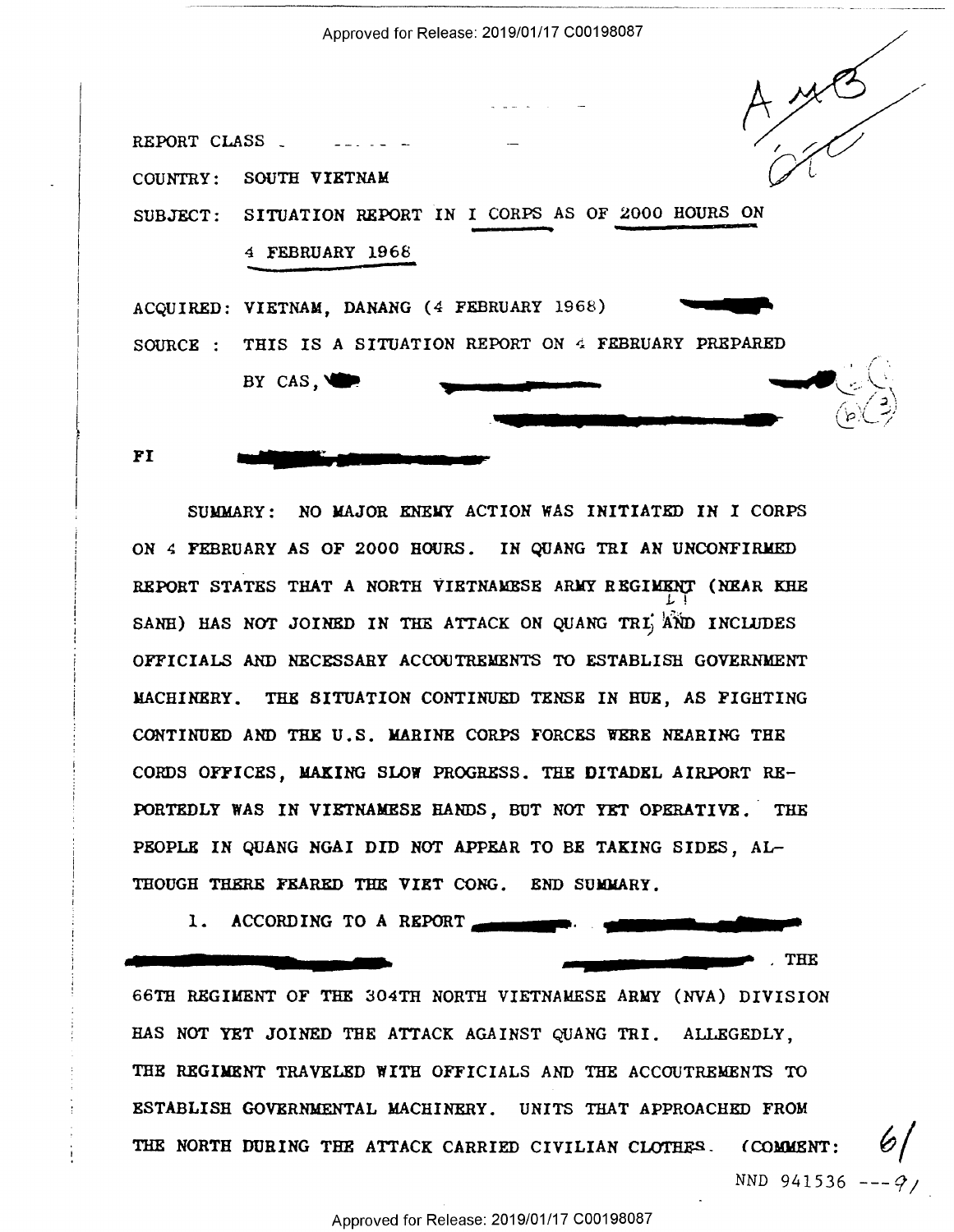REPORT CLASS

COUNTRY: SOUTH VIETNAM

SUBJECT: SITUATION REPORT IN I CORPS AS OF 2000 HOURS ON 4 FEBRUARY 1968

ACQUIRED: VIETNAM, DANANG (4 FEBRUARY 1968)

SOURCE : THIS IS A SITUATION REPORT ON 4 FEBRUARY PREPARED BY CAS,

FI

SUMMARY: NO MAJOR ENEMY ACTION WAS INITIATED IN I CORPS ON 4 FEBRUARY AS OF 2000 HOURS. IN QUANG TRI AN UNCONFIRMED REPORT STATES THAT A NORTH VIETNAMESE ARMY REGIMENT (NEAR KHE SANH) HAS NOT JOINED IN THE ATTACK ON QUANG TRI, AND INCLUDES OFFICIALS AND NECESSARY ACCOUTREMENTS TO ESTABLISH GOVERNMENT MACHINERY. THE SITUATION CONTINUED TENSE IN HUE, AS FIGHTING CONTINUED AND THE U.S. MARINE CORPS FORCES WERE NEARING THE CORDS OFFICES, MAKING SLOW PROGRESS. THE DITADEL AIRPORT REPORTEDLY WAS IN VIETNAMESE HANDS, BUT NOT YET OPERATIVE. THE PEOPLE IN QUANG NGAI DID NOT APPEAR TO BE TAKING SIDES, ALTHOUGH THERE FEARED THE VIET CONG. END SUMMARY.

1. ACCORDING TO A REPORT . THE 66TH REGIMENT OF THE 304TH NORTH VIETNAMESE ARMY (NVA) DIVISION HAS NOT YET JOINED THE ATTACK AGAINST QUANG TRI. ALLEGEDLY, THE REGIMENT TRAVELED WITH OFFICIALS AND THE ACCOUTREMENTS TO ESTABLISH GOVERNMENTAL MACHINERY. UNITS THAT APPROACHED FROM THE NORTH DURING THE ATTACK CARRIED CIVILIAN CLOTHES. (COMMENT:

NND 941536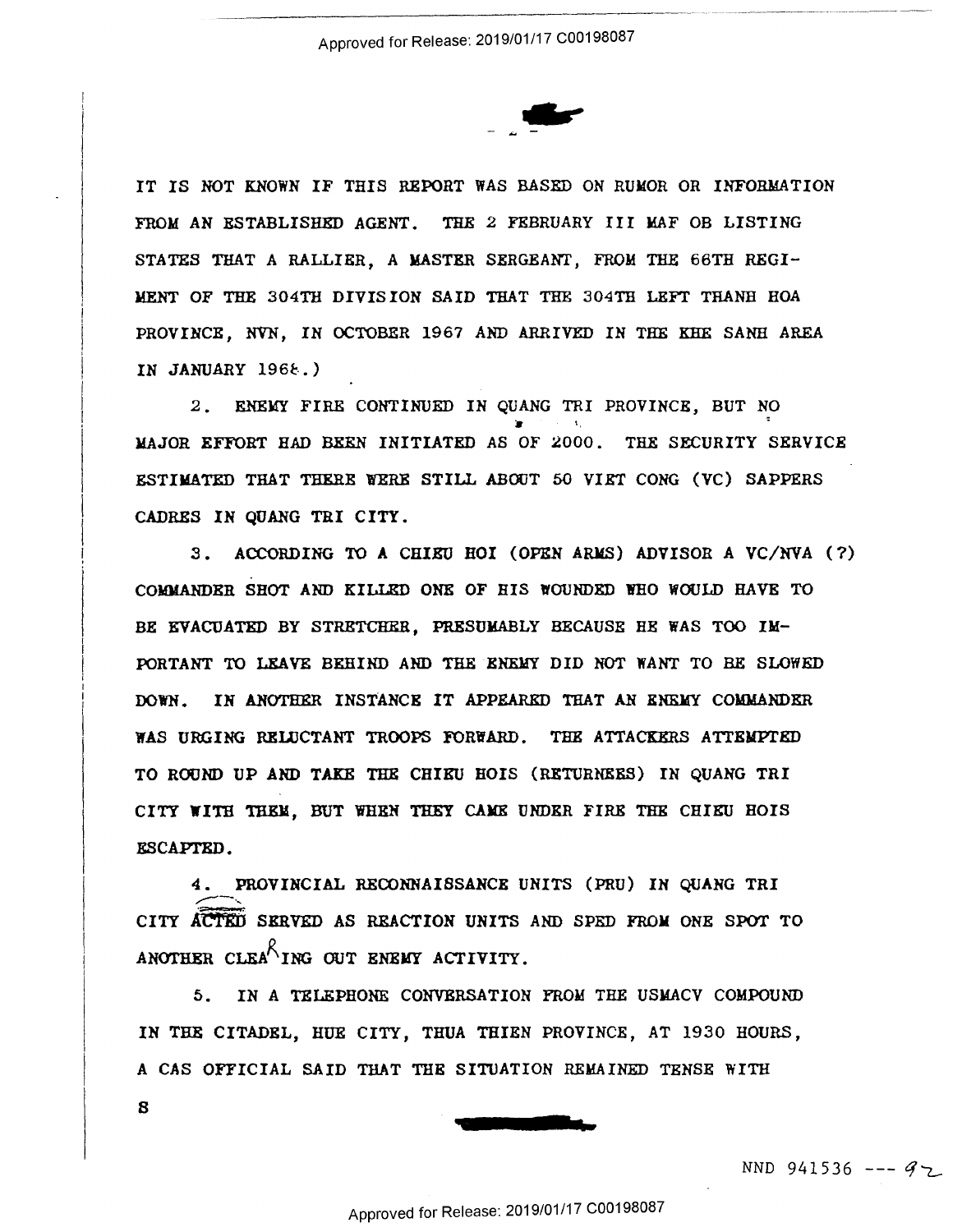IT IS NOT KNOWN IF THIS REPORT WAS BASED ON RUMOR OR INFORMATION FROM AN ESTABLISHED AGENT. THE 2 FEBRUARY III MAF OB LISTING STATES THAT A RALLIER, A MASTER SERGEANT, FROM THE 66TH REGIMENT OF THE 304TH DIVISION SAID THAT THE 304TH LEFT THANH HOA PROVINCE, NVN, IN OCTOBER 1967 AND ARRIVED IN THE KHE SANH AREA IN JANUARY 1968.)

2. ENEMY FIRE CONTINUED IN QUANG TRI PROVINCE, BUT NO MAJOR EFFORT HAD BEEN INITIATED AS OF 2000. THE SECURITY SERVICE ESTIMATED THAT THERE WERE STILL ABOUT 50 VIET CONG (VC) SAPPERS CADRES IN QUANG TRI CITY.

3. ACCORDING TO A CHIEU HOI (OPEN ARMS) ADVISOR A VC/NVA (?) COMMANDER SHOT AND KILLED ONE OF HIS WOUNDED WHO WOULD HAVE TO BE EVACUATED BY STRETCHER, PRESUMABLY BECAUSE HE WAS TOO IMPORTANT TO LEAVE BEHIND AND THE ENEMY DID NOT WANT TO BE SLOWED DOWN. IN ANOTHER INSTANCE IT APPEARED THAT AN ENEMY COMMANDER WAS URGING RELUCTANT TROOPS FORWARD. THE ATTACKERS ATTEMPTED TO ROUND UP AND TAKE THE CHIEU HOIS (RETURNEES) IN QUANG TRI CITY WITH THEM, BUT WHEN THEY CAME UNDER FIRE THE CHIEU HOIS ESCAPTED.

4. PROVINCIAL RECONNAISSANCE UNITS (PRU) IN QUANG TRI CITY ~~ACTED~~ SERVED AS REACTION UNITS AND SPED FROM ONE SPOT TO ANOTHER CLEARING OUT ENEMY ACTIVITY.

5. IN A TELEPHONE CONVERSATION FROM THE USMACV COMPOUND IN THE CITADEL, HUE CITY, THUA THIEN PROVINCE, AT 1930 HOURS, A CAS OFFICIAL SAID THAT THE SITUATION REMAINED TENSE WITH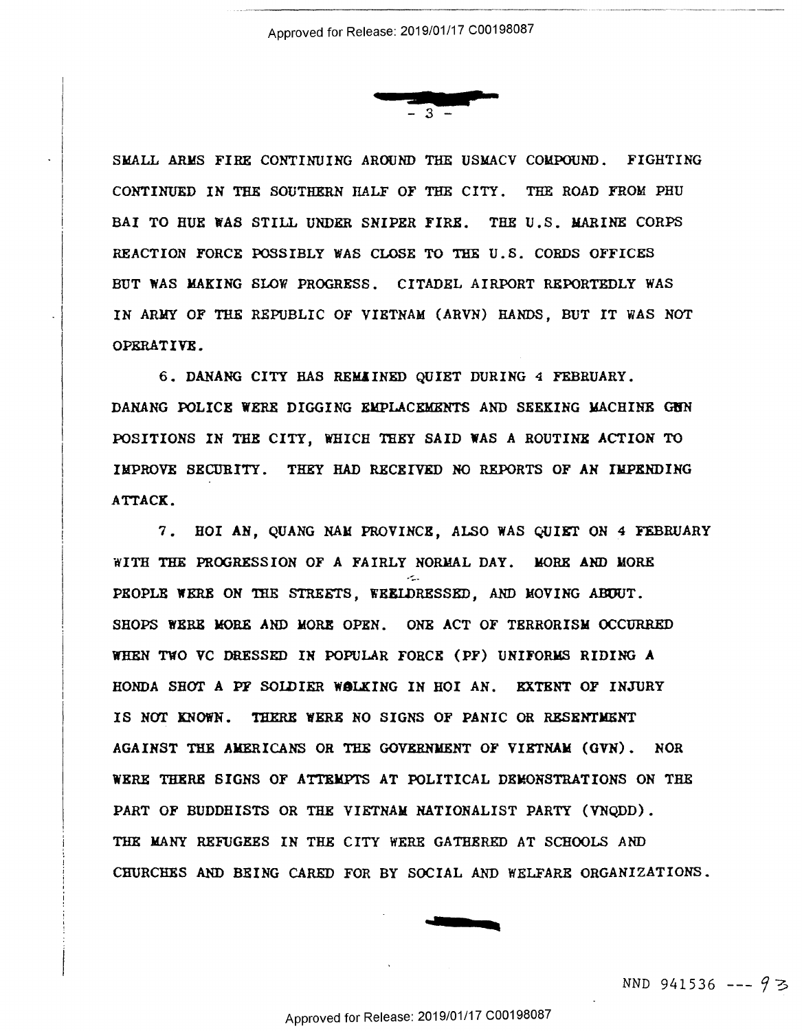SMALL ARMS FIRE CONTINUING AROUND THE USMACV COMPOUND. FIGHTING CONTINUED IN THE SOUTHERN HALF OF THE CITY. THE ROAD FROM PHU BAI TO HUE WAS STILL UNDER SNIPER FIRE. THE U.S. MARINE CORPS REACTION FORCE POSSIBLY WAS CLOSE TO THE U.S. CORDS OFFICES BUT WAS MAKING SLOW PROGRESS. CITADEL AIRPORT REPORTEDLY WAS IN ARMY OF THE REPUBLIC OF VIETNAM (ARVN) HANDS, BUT IT WAS NOT OPERATIVE.

6. DANANG CITY HAS REMAINED QUIET DURING 4 FEBRUARY. DANANG POLICE WERE DIGGING EMPLACEMENTS AND SEEKING MACHINE GUN POSITIONS IN THE CITY, WHICH THEY SAID WAS A ROUTINE ACTION TO IMPROVE SECURITY. THEY HAD RECEIVED NO REPORTS OF AN IMPENDING ATTACK.

7. HOI AN, QUANG NAM PROVINCE, ALSO WAS QUIET ON 4 FEBRUARY WITH THE PROGRESSION OF A FAIRLY NORMAL DAY. MORE AND MORE PEOPLE WERE ON THE STREETS, WELLDRESSED, AND MOVING ABOUT. SHOPS WERE MORE AND MORE OPEN. ONE ACT OF TERRORISM OCCURRED WHEN TWO VC DRESSED IN POPULAR FORCE (PF) UNIFORMS RIDING A HONDA SHOT A PF SOLDIER WALKING IN HOI AN. EXTENT OF INJURY IS NOT KNOWN. THERE WERE NO SIGNS OF PANIC OR RESENTMENT AGAINST THE AMERICANS OR THE GOVERNMENT OF VIETNAM (GVN). NOR WERE THERE SIGNS OF ATTEMPTS AT POLITICAL DEMONSTRATIONS ON THE PART OF BUDDHISTS OR THE VIETNAM NATIONALIST PARTY (VNQDD). THE MANY REFUGEES IN THE CITY WERE GATHERED AT SCHOOLS AND CHURCHES AND BEING CARED FOR BY SOCIAL AND WELFARE ORGANIZATIONS.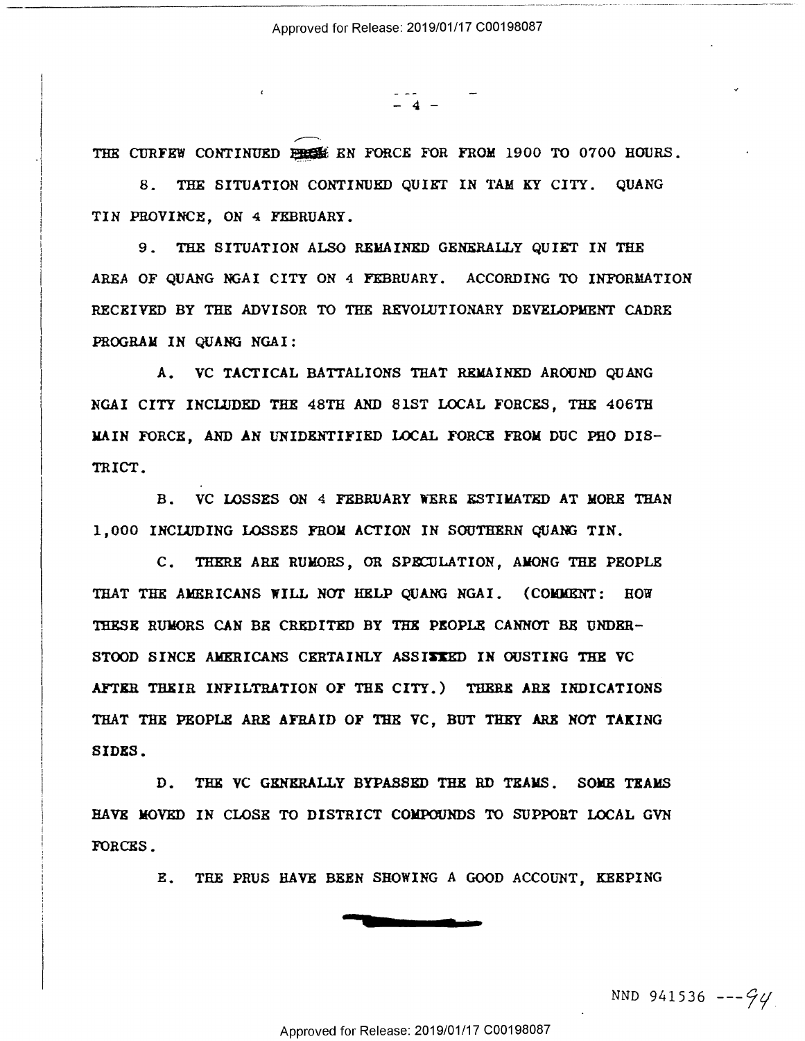THE CURFEW CONTINUED IN EN FORCE FOR FROM 1900 TO 0700 HOURS.

8. THE SITUATION CONTINUED QUIET IN TAM KY CITY. QUANG TIN PROVINCE, ON 4 FEBRUARY.

9. THE SITUATION ALSO REMAINED GENERALLY QUIET IN THE AREA OF QUANG NGAI CITY ON 4 FEBRUARY. ACCORDING TO INFORMATION RECEIVED BY THE ADVISOR TO THE REVOLUTIONARY DEVELOPMENT CADRE PROGRAM IN QUANG NGAI:

A. VC TACTICAL BATTALIONS THAT REMAINED AROUND QUANG NGAI CITY INCLUDED THE 48TH AND 81ST LOCAL FORCES, THE 406TH MAIN FORCE, AND AN UNIDENTIFIED LOCAL FORCE FROM DUC PHO DISTRICT.

B. VC LOSSES ON 4 FEBRUARY WERE ESTIMATED AT MORE THAN 1,000 INCLUDING LOSSES FROM ACTION IN SOUTHERN QUANG TIN.

C. THERE ARE RUMORS, OR SPECULATION, AMONG THE PEOPLE THAT THE AMERICANS WILL NOT HELP QUANG NGAI. (COMMENT: HOW THESE RUMORS CAN BE CREDITED BY THE PEOPLE CANNOT BE UNDERSTOOD SINCE AMERICANS CERTAINLY ASSISTED IN OUSTING THE VC AFTER THEIR INFILTRATION OF THE CITY.) THERE ARE INDICATIONS THAT THE PEOPLE ARE AFRAID OF THE VC, BUT THEY ARE NOT TAKING SIDES.

D. THE VC GENERALLY BYPASSED THE RD TEAMS. SOME TEAMS HAVE MOVED IN CLOSE TO DISTRICT COMPOUNDS TO SUPPORT LOCAL GVN FORCES.

E. THE PRUS HAVE BEEN SHOWING A GOOD ACCOUNT, KEEPING

NND 941536 ---94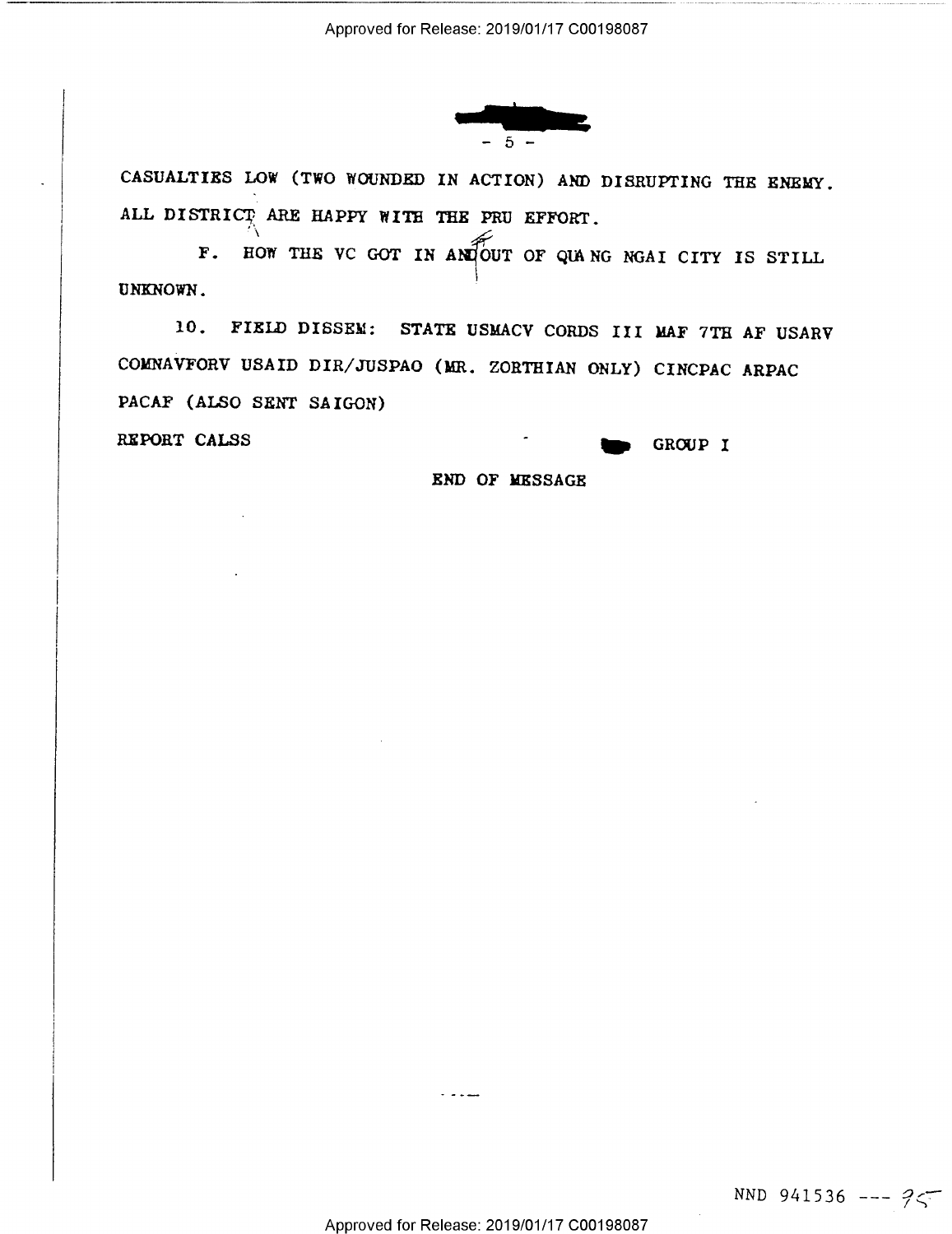CASUALTIES LOW (TWO WOUNDED IN ACTION) AND DISRUPTING THE ENEMY. ALL DISTRICT ARE HAPPY WITH THE PRU EFFORT.

F. HOW THE VC GOT IN AND OUT OF QUANG NGAI CITY IS STILL UNKNOWN.

10. FIELD DISSEM: STATE USMACV CORDS III MAF 7TH AF USARV COMNAVFORV USAID DIR/JUSPAO (MR. ZORTHIAN ONLY) CINCPAC ARPAC PACAF (ALSO SENT SAIGON)

REPORT CALSS GROUP I

END OF MESSAGE

NND 941536 --- 95